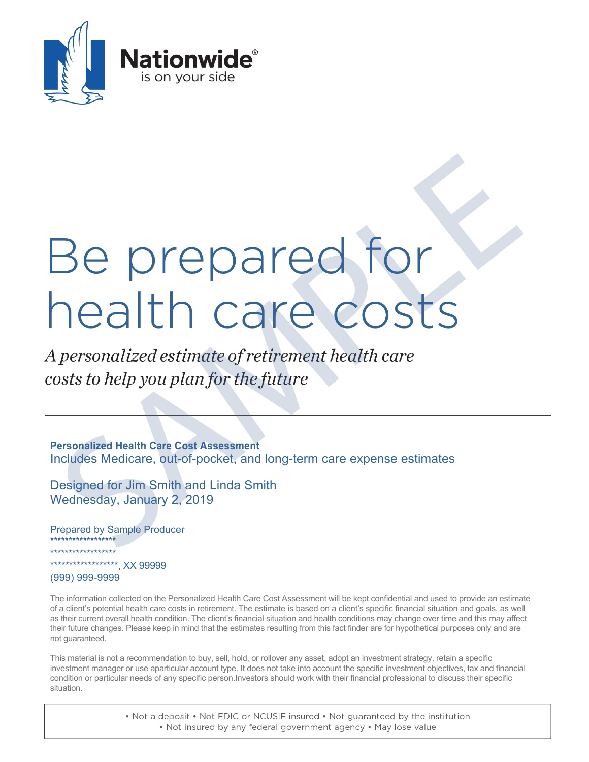Nationwide®
is on your side

# Be prepared for health care costs

*A personalized estimate of retirement health care costs to help you plan for the future*

---

**Personalized Health Care Cost Assessment**
Includes Medicare, out-of-pocket, and long-term care expense estimates

Designed for Jim Smith and Linda Smith
Wednesday, January 2, 2019

Prepared by Sample Producer
******************
******************
******************, XX 99999
(999) 999-9999

The information collected on the Personalized Health Care Cost Assessment will be kept confidential and used to provide an estimate of a client's potential health care costs in retirement. The estimate is based on a client's specific financial situation and goals, as well as their current overall health condition. The client's financial situation and health conditions may change over time and this may affect their future changes. Please keep in mind that the estimates resulting from this fact finder are for hypothetical purposes only and are not guaranteed.

This material is not a recommendation to buy, sell, hold, or rollover any asset, adopt an investment strategy, retain a specific investment manager or use aparticular account type. It does not take into account the specific investment objectives, tax and financial condition or particular needs of any specific person.Investors should work with their financial professional to discuss their specific situation.

• Not a deposit • Not FDIC or NCUSIF insured • Not guaranteed by the institution
• Not insured by any federal government agency • May lose value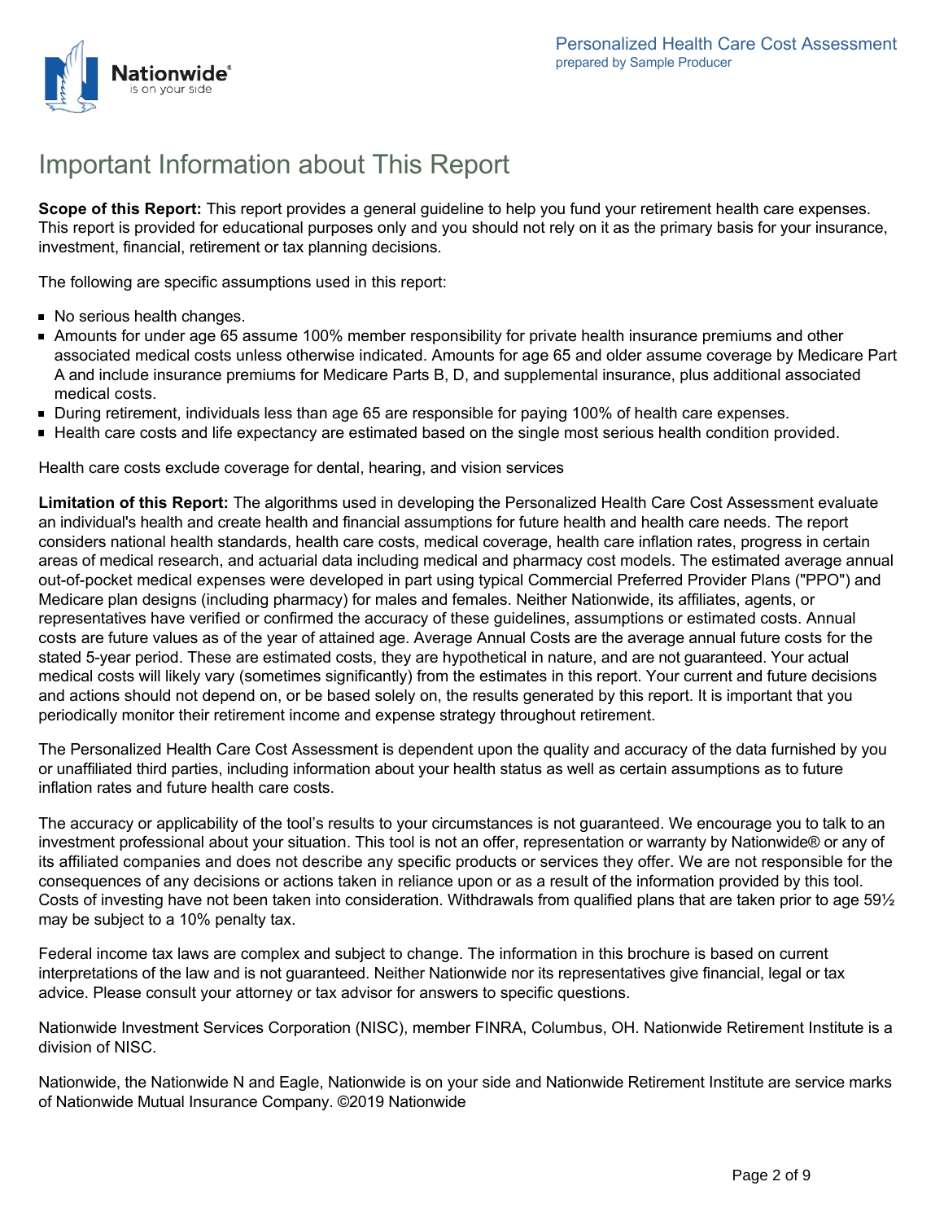# Important Information about This Report

**Scope of this Report:** This report provides a general guideline to help you fund your retirement health care expenses. This report is provided for educational purposes only and you should not rely on it as the primary basis for your insurance, investment, financial, retirement or tax planning decisions.

The following are specific assumptions used in this report:

- No serious health changes.
- Amounts for under age 65 assume 100% member responsibility for private health insurance premiums and other associated medical costs unless otherwise indicated. Amounts for age 65 and older assume coverage by Medicare Part A and include insurance premiums for Medicare Parts B, D, and supplemental insurance, plus additional associated medical costs.
- During retirement, individuals less than age 65 are responsible for paying 100% of health care expenses.
- Health care costs and life expectancy are estimated based on the single most serious health condition provided.

Health care costs exclude coverage for dental, hearing, and vision services

**Limitation of this Report:** The algorithms used in developing the Personalized Health Care Cost Assessment evaluate an individual's health and create health and financial assumptions for future health and health care needs. The report considers national health standards, health care costs, medical coverage, health care inflation rates, progress in certain areas of medical research, and actuarial data including medical and pharmacy cost models. The estimated average annual out-of-pocket medical expenses were developed in part using typical Commercial Preferred Provider Plans ("PPO") and Medicare plan designs (including pharmacy) for males and females. Neither Nationwide, its affiliates, agents, or representatives have verified or confirmed the accuracy of these guidelines, assumptions or estimated costs. Annual costs are future values as of the year of attained age. Average Annual Costs are the average annual future costs for the stated 5-year period. These are estimated costs, they are hypothetical in nature, and are not guaranteed. Your actual medical costs will likely vary (sometimes significantly) from the estimates in this report. Your current and future decisions and actions should not depend on, or be based solely on, the results generated by this report. It is important that you periodically monitor their retirement income and expense strategy throughout retirement.

The Personalized Health Care Cost Assessment is dependent upon the quality and accuracy of the data furnished by you or unaffiliated third parties, including information about your health status as well as certain assumptions as to future inflation rates and future health care costs.

The accuracy or applicability of the tool's results to your circumstances is not guaranteed. We encourage you to talk to an investment professional about your situation. This tool is not an offer, representation or warranty by Nationwide® or any of its affiliated companies and does not describe any specific products or services they offer. We are not responsible for the consequences of any decisions or actions taken in reliance upon or as a result of the information provided by this tool. Costs of investing have not been taken into consideration. Withdrawals from qualified plans that are taken prior to age 59½ may be subject to a 10% penalty tax.

Federal income tax laws are complex and subject to change. The information in this brochure is based on current interpretations of the law and is not guaranteed. Neither Nationwide nor its representatives give financial, legal or tax advice. Please consult your attorney or tax advisor for answers to specific questions.

Nationwide Investment Services Corporation (NISC), member FINRA, Columbus, OH. Nationwide Retirement Institute is a division of NISC.

Nationwide, the Nationwide N and Eagle, Nationwide is on your side and Nationwide Retirement Institute are service marks of Nationwide Mutual Insurance Company. ©2019 Nationwide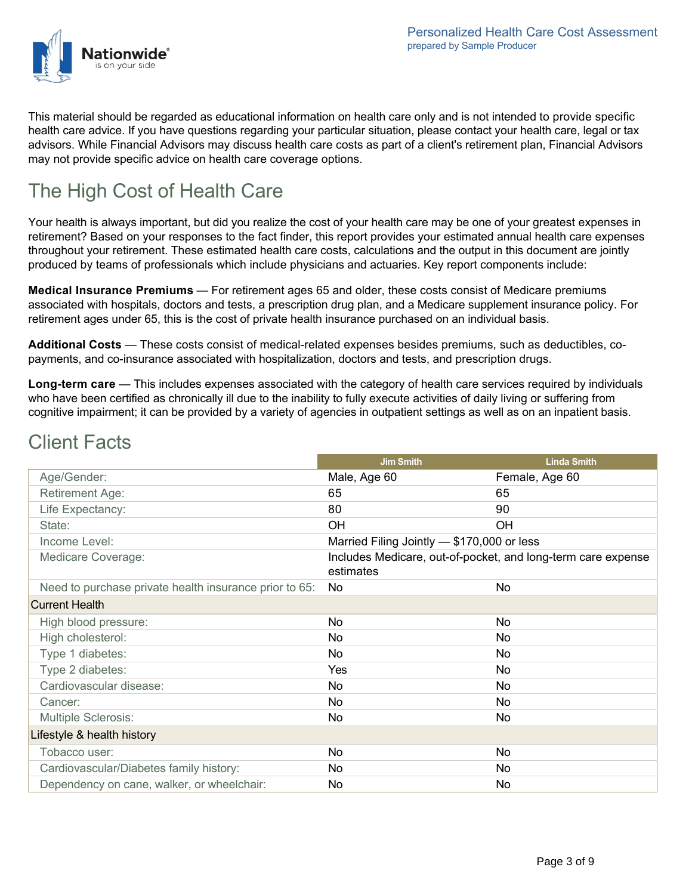This material should be regarded as educational information on health care only and is not intended to provide specific health care advice. If you have questions regarding your particular situation, please contact your health care, legal or tax advisors. While Financial Advisors may discuss health care costs as part of a client's retirement plan, Financial Advisors may not provide specific advice on health care coverage options.

## The High Cost of Health Care

Your health is always important, but did you realize the cost of your health care may be one of your greatest expenses in retirement? Based on your responses to the fact finder, this report provides your estimated annual health care expenses throughout your retirement. These estimated health care costs, calculations and the output in this document are jointly produced by teams of professionals which include physicians and actuaries. Key report components include:

**Medical Insurance Premiums** — For retirement ages 65 and older, these costs consist of Medicare premiums associated with hospitals, doctors and tests, a prescription drug plan, and a Medicare supplement insurance policy. For retirement ages under 65, this is the cost of private health insurance purchased on an individual basis.

**Additional Costs** — These costs consist of medical-related expenses besides premiums, such as deductibles, co-payments, and co-insurance associated with hospitalization, doctors and tests, and prescription drugs.

**Long-term care** — This includes expenses associated with the category of health care services required by individuals who have been certified as chronically ill due to the inability to fully execute activities of daily living or suffering from cognitive impairment; it can be provided by a variety of agencies in outpatient settings as well as on an inpatient basis.

## Client Facts

| | Jim Smith | Linda Smith |
|---|---|---|
| Age/Gender: | Male, Age 60 | Female, Age 60 |
| Retirement Age: | 65 | 65 |
| Life Expectancy: | 80 | 90 |
| State: | OH | OH |
| Income Level: | Married Filing Jointly — $170,000 or less | |
| Medicare Coverage: | Includes Medicare, out-of-pocket, and long-term care expense estimates | |
| Need to purchase private health insurance prior to 65: | No | No |
| **Current Health** | | |
| High blood pressure: | No | No |
| High cholesterol: | No | No |
| Type 1 diabetes: | No | No |
| Type 2 diabetes: | Yes | No |
| Cardiovascular disease: | No | No |
| Cancer: | No | No |
| Multiple Sclerosis: | No | No |
| **Lifestyle & health history** | | |
| Tobacco user: | No | No |
| Cardiovascular/Diabetes family history: | No | No |
| Dependency on cane, walker, or wheelchair: | No | No |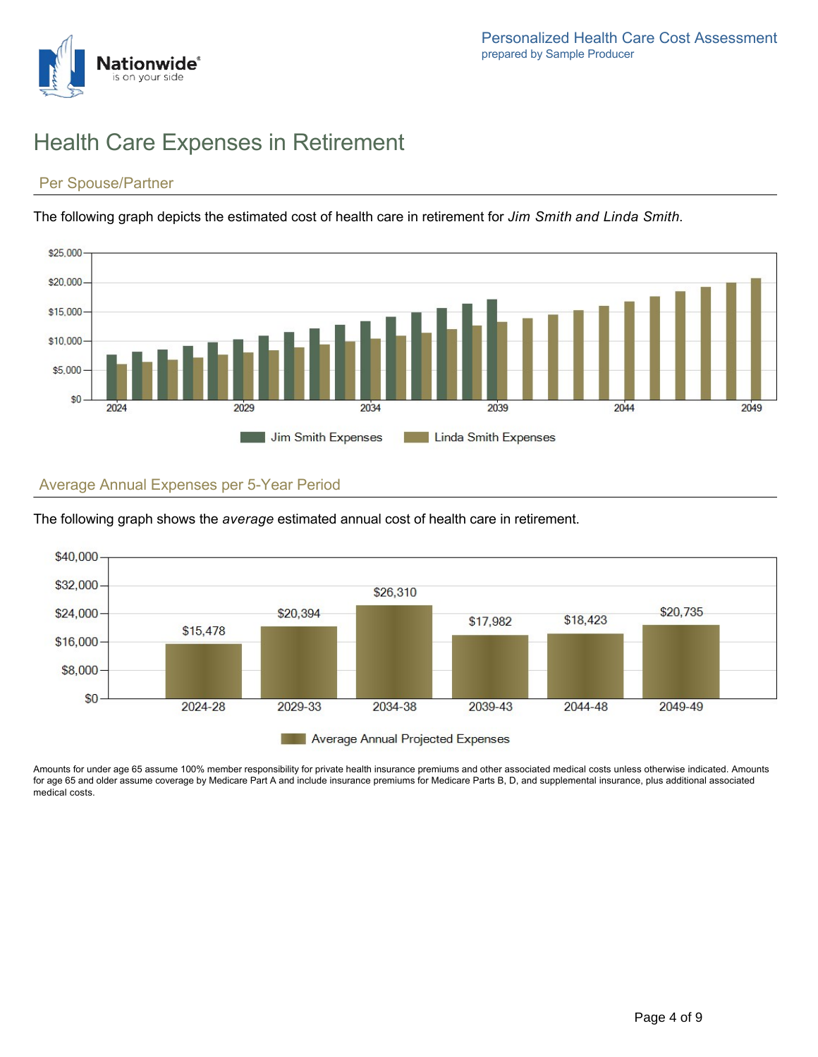# Health Care Expenses in Retirement

## Per Spouse/Partner

The following graph depicts the estimated cost of health care in retirement for *Jim Smith and Linda Smith*.

## Average Annual Expenses per 5-Year Period

The following graph shows the *average* estimated annual cost of health care in retirement.

| Period | Average Annual Projected Expenses |
|---|---|
| 2024-28 | $15,478 |
| 2029-33 | $20,394 |
| 2034-38 | $26,310 |
| 2039-43 | $17,982 |
| 2044-48 | $18,423 |
| 2049-49 | $20,735 |

Amounts for under age 65 assume 100% member responsibility for private health insurance premiums and other associated medical costs unless otherwise indicated. Amounts for age 65 and older assume coverage by Medicare Part A and include insurance premiums for Medicare Parts B, D, and supplemental insurance, plus additional associated medical costs.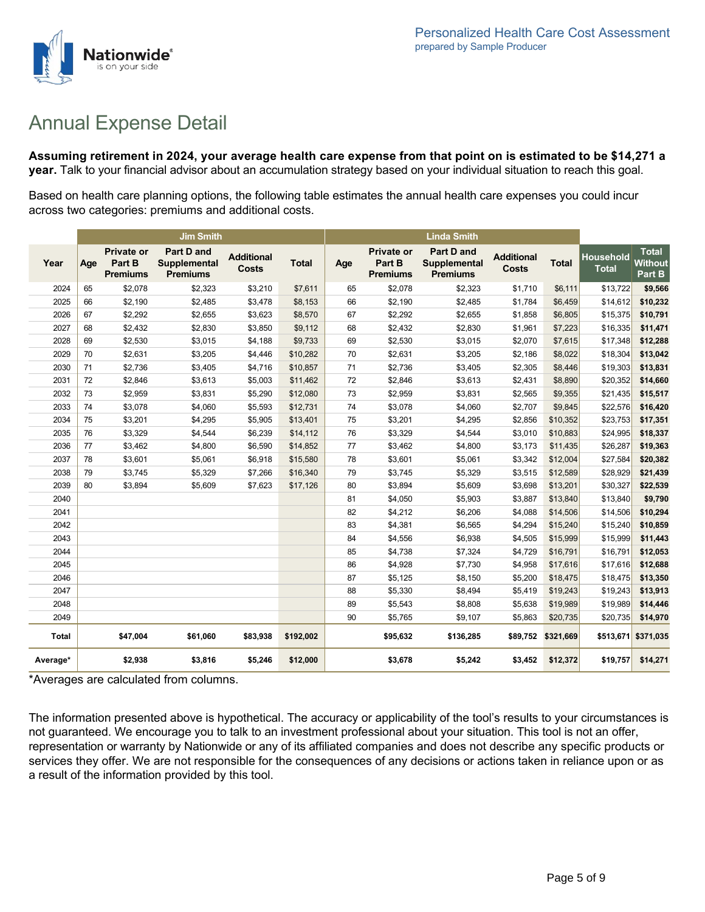# Annual Expense Detail

**Assuming retirement in 2024, your average health care expense from that point on is estimated to be $14,271 a year.** Talk to your financial advisor about an accumulation strategy based on your individual situation to reach this goal.

Based on health care planning options, the following table estimates the annual health care expenses you could incur across two categories: premiums and additional costs.

| | Jim Smith | | | | | Linda Smith | | | | | | |
|---|---|---|---|---|---|---|---|---|---|---|---|---|
| **Year** | **Age** | **Private or Part B Premiums** | **Part D and Supplemental Premiums** | **Additional Costs** | **Total** | **Age** | **Private or Part B Premiums** | **Part D and Supplemental Premiums** | **Additional Costs** | **Total** | **Household Total** | **Total Without Part B** |
| 2024 | 65 | $2,078 | $2,323 | $3,210 | $7,611 | 65 | $2,078 | $2,323 | $1,710 | $6,111 | $13,722 | **$9,566** |
| 2025 | 66 | $2,190 | $2,485 | $3,478 | $8,153 | 66 | $2,190 | $2,485 | $1,784 | $6,459 | $14,612 | **$10,232** |
| 2026 | 67 | $2,292 | $2,655 | $3,623 | $8,570 | 67 | $2,292 | $2,655 | $1,858 | $6,805 | $15,375 | **$10,791** |
| 2027 | 68 | $2,432 | $2,830 | $3,850 | $9,112 | 68 | $2,432 | $2,830 | $1,961 | $7,223 | $16,335 | **$11,471** |
| 2028 | 69 | $2,530 | $3,015 | $4,188 | $9,733 | 69 | $2,530 | $3,015 | $2,070 | $7,615 | $17,348 | **$12,288** |
| 2029 | 70 | $2,631 | $3,205 | $4,446 | $10,282 | 70 | $2,631 | $3,205 | $2,186 | $8,022 | $18,304 | **$13,042** |
| 2030 | 71 | $2,736 | $3,405 | $4,716 | $10,857 | 71 | $2,736 | $3,405 | $2,305 | $8,446 | $19,303 | **$13,831** |
| 2031 | 72 | $2,846 | $3,613 | $5,003 | $11,462 | 72 | $2,846 | $3,613 | $2,431 | $8,890 | $20,352 | **$14,660** |
| 2032 | 73 | $2,959 | $3,831 | $5,290 | $12,080 | 73 | $2,959 | $3,831 | $2,565 | $9,355 | $21,435 | **$15,517** |
| 2033 | 74 | $3,078 | $4,060 | $5,593 | $12,731 | 74 | $3,078 | $4,060 | $2,707 | $9,845 | $22,576 | **$16,420** |
| 2034 | 75 | $3,201 | $4,295 | $5,905 | $13,401 | 75 | $3,201 | $4,295 | $2,856 | $10,352 | $23,753 | **$17,351** |
| 2035 | 76 | $3,329 | $4,544 | $6,239 | $14,112 | 76 | $3,329 | $4,544 | $3,010 | $10,883 | $24,995 | **$18,337** |
| 2036 | 77 | $3,462 | $4,800 | $6,590 | $14,852 | 77 | $3,462 | $4,800 | $3,173 | $11,435 | $26,287 | **$19,363** |
| 2037 | 78 | $3,601 | $5,061 | $6,918 | $15,580 | 78 | $3,601 | $5,061 | $3,342 | $12,004 | $27,584 | **$20,382** |
| 2038 | 79 | $3,745 | $5,329 | $7,266 | $16,340 | 79 | $3,745 | $5,329 | $3,515 | $12,589 | $28,929 | **$21,439** |
| 2039 | 80 | $3,894 | $5,609 | $7,623 | $17,126 | 80 | $3,894 | $5,609 | $3,698 | $13,201 | $30,327 | **$22,539** |
| 2040 | | | | | | 81 | $4,050 | $5,903 | $3,887 | $13,840 | $13,840 | **$9,790** |
| 2041 | | | | | | 82 | $4,212 | $6,206 | $4,088 | $14,506 | $14,506 | **$10,294** |
| 2042 | | | | | | 83 | $4,381 | $6,565 | $4,294 | $15,240 | $15,240 | **$10,859** |
| 2043 | | | | | | 84 | $4,556 | $6,938 | $4,505 | $15,999 | $15,999 | **$11,443** |
| 2044 | | | | | | 85 | $4,738 | $7,324 | $4,729 | $16,791 | $16,791 | **$12,053** |
| 2045 | | | | | | 86 | $4,928 | $7,730 | $4,958 | $17,616 | $17,616 | **$12,688** |
| 2046 | | | | | | 87 | $5,125 | $8,150 | $5,200 | $18,475 | $18,475 | **$13,350** |
| 2047 | | | | | | 88 | $5,330 | $8,494 | $5,419 | $19,243 | $19,243 | **$13,913** |
| 2048 | | | | | | 89 | $5,543 | $8,808 | $5,638 | $19,989 | $19,989 | **$14,446** |
| 2049 | | | | | | 90 | $5,765 | $9,107 | $5,863 | $20,735 | $20,735 | **$14,970** |
| **Total** | | **$47,004** | **$61,060** | **$83,938** | **$192,002** | | **$95,632** | **$136,285** | **$89,752** | **$321,669** | **$513,671** | **$371,035** |
| **Average*** | | **$2,938** | **$3,816** | **$5,246** | **$12,000** | | **$3,678** | **$5,242** | **$3,452** | **$12,372** | **$19,757** | **$14,271** |

*Averages are calculated from columns.

The information presented above is hypothetical. The accuracy or applicability of the tool's results to your circumstances is not guaranteed. We encourage you to talk to an investment professional about your situation. This tool is not an offer, representation or warranty by Nationwide or any of its affiliated companies and does not describe any specific products or services they offer. We are not responsible for the consequences of any decisions or actions taken in reliance upon or as a result of the information provided by this tool.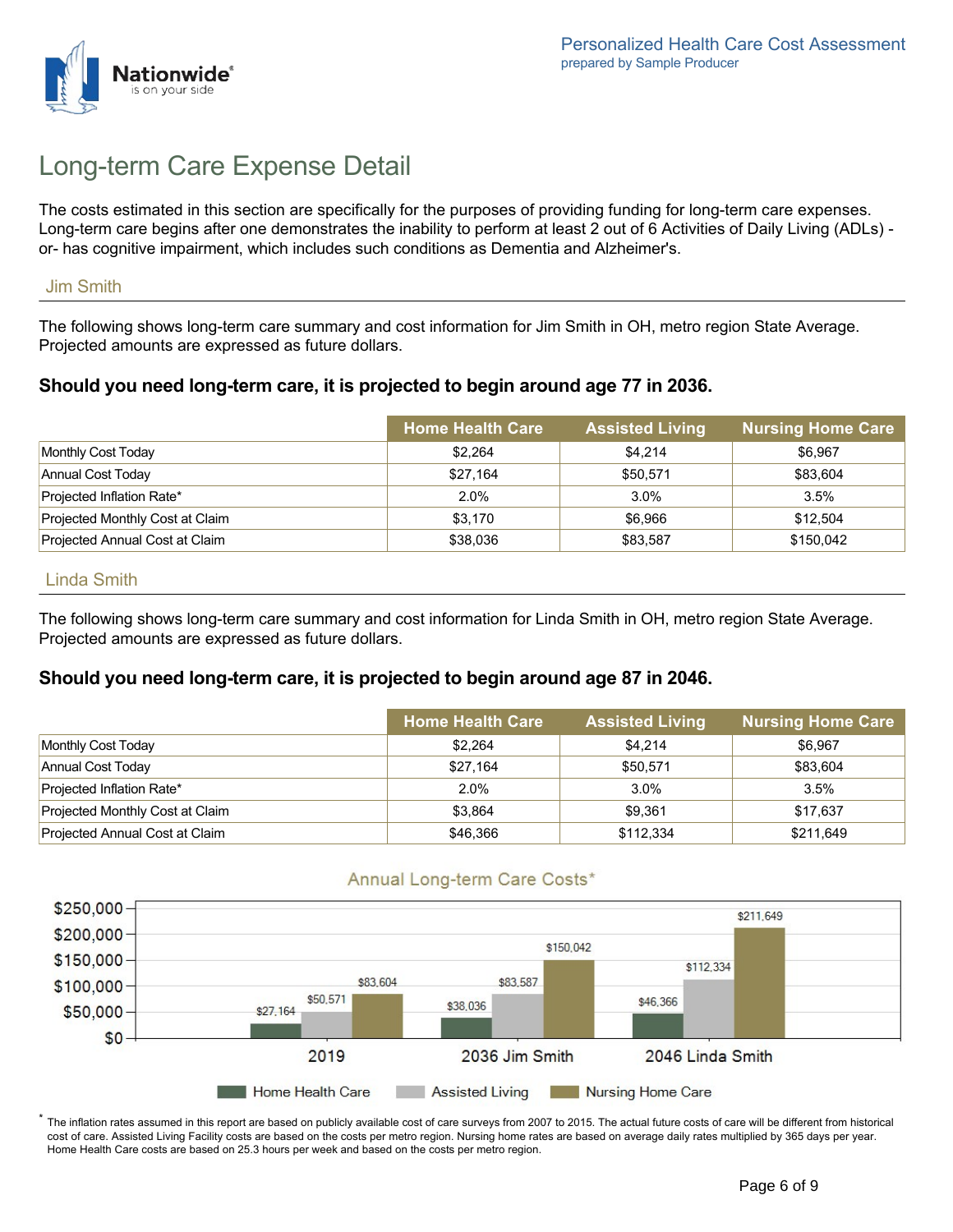# Long-term Care Expense Detail

The costs estimated in this section are specifically for the purposes of providing funding for long-term care expenses. Long-term care begins after one demonstrates the inability to perform at least 2 out of 6 Activities of Daily Living (ADLs) -or- has cognitive impairment, which includes such conditions as Dementia and Alzheimer's.

## Jim Smith

The following shows long-term care summary and cost information for Jim Smith in OH, metro region State Average. Projected amounts are expressed as future dollars.

**Should you need long-term care, it is projected to begin around age 77 in 2036.**

| | Home Health Care | Assisted Living | Nursing Home Care |
|---|---|---|---|
| Monthly Cost Today | $2,264 | $4,214 | $6,967 |
| Annual Cost Today | $27,164 | $50,571 | $83,604 |
| Projected Inflation Rate* | 2.0% | 3.0% | 3.5% |
| Projected Monthly Cost at Claim | $3,170 | $6,966 | $12,504 |
| Projected Annual Cost at Claim | $38,036 | $83,587 | $150,042 |

## Linda Smith

The following shows long-term care summary and cost information for Linda Smith in OH, metro region State Average. Projected amounts are expressed as future dollars.

**Should you need long-term care, it is projected to begin around age 87 in 2046.**

| | Home Health Care | Assisted Living | Nursing Home Care |
|---|---|---|---|
| Monthly Cost Today | $2,264 | $4,214 | $6,967 |
| Annual Cost Today | $27,164 | $50,571 | $83,604 |
| Projected Inflation Rate* | 2.0% | 3.0% | 3.5% |
| Projected Monthly Cost at Claim | $3,864 | $9,361 | $17,637 |
| Projected Annual Cost at Claim | $46,366 | $112,334 | $211,649 |

### Annual Long-term Care Costs*

| | Home Health Care | Assisted Living | Nursing Home Care |
|---|---|---|---|
| 2019 | $27,164 | $50,571 | $83,604 |
| 2036 Jim Smith | $38,036 | $83,587 | $150,042 |
| 2046 Linda Smith | $46,366 | $112,334 | $211,649 |

* The inflation rates assumed in this report are based on publicly available cost of care surveys from 2007 to 2015. The actual future costs of care will be different from historical cost of care. Assisted Living Facility costs are based on the costs per metro region. Nursing home rates are based on average daily rates multiplied by 365 days per year. Home Health Care costs are based on 25.3 hours per week and based on the costs per metro region.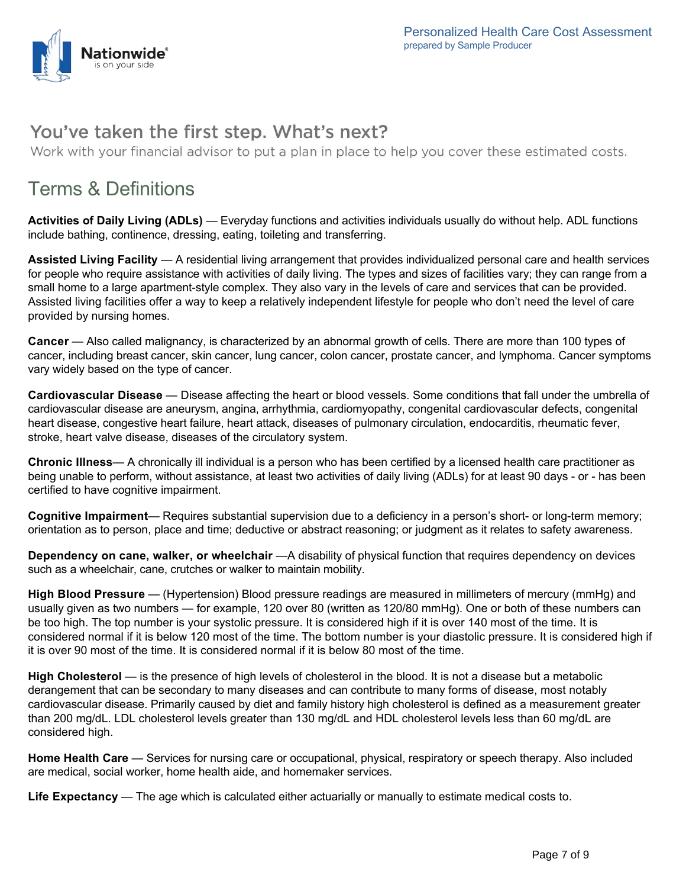## You've taken the first step. What's next?

Work with your financial advisor to put a plan in place to help you cover these estimated costs.

# Terms & Definitions

**Activities of Daily Living (ADLs)** — Everyday functions and activities individuals usually do without help. ADL functions include bathing, continence, dressing, eating, toileting and transferring.

**Assisted Living Facility** — A residential living arrangement that provides individualized personal care and health services for people who require assistance with activities of daily living. The types and sizes of facilities vary; they can range from a small home to a large apartment-style complex. They also vary in the levels of care and services that can be provided. Assisted living facilities offer a way to keep a relatively independent lifestyle for people who don't need the level of care provided by nursing homes.

**Cancer** — Also called malignancy, is characterized by an abnormal growth of cells. There are more than 100 types of cancer, including breast cancer, skin cancer, lung cancer, colon cancer, prostate cancer, and lymphoma. Cancer symptoms vary widely based on the type of cancer.

**Cardiovascular Disease** — Disease affecting the heart or blood vessels. Some conditions that fall under the umbrella of cardiovascular disease are aneurysm, angina, arrhythmia, cardiomyopathy, congenital cardiovascular defects, congenital heart disease, congestive heart failure, heart attack, diseases of pulmonary circulation, endocarditis, rheumatic fever, stroke, heart valve disease, diseases of the circulatory system.

**Chronic Illness**— A chronically ill individual is a person who has been certified by a licensed health care practitioner as being unable to perform, without assistance, at least two activities of daily living (ADLs) for at least 90 days - or - has been certified to have cognitive impairment.

**Cognitive Impairment**— Requires substantial supervision due to a deficiency in a person's short- or long-term memory; orientation as to person, place and time; deductive or abstract reasoning; or judgment as it relates to safety awareness.

**Dependency on cane, walker, or wheelchair** —A disability of physical function that requires dependency on devices such as a wheelchair, cane, crutches or walker to maintain mobility.

**High Blood Pressure** — (Hypertension) Blood pressure readings are measured in millimeters of mercury (mmHg) and usually given as two numbers — for example, 120 over 80 (written as 120/80 mmHg). One or both of these numbers can be too high. The top number is your systolic pressure. It is considered high if it is over 140 most of the time. It is considered normal if it is below 120 most of the time. The bottom number is your diastolic pressure. It is considered high if it is over 90 most of the time. It is considered normal if it is below 80 most of the time.

**High Cholesterol** — is the presence of high levels of cholesterol in the blood. It is not a disease but a metabolic derangement that can be secondary to many diseases and can contribute to many forms of disease, most notably cardiovascular disease. Primarily caused by diet and family history high cholesterol is defined as a measurement greater than 200 mg/dL. LDL cholesterol levels greater than 130 mg/dL and HDL cholesterol levels less than 60 mg/dL are considered high.

**Home Health Care** — Services for nursing care or occupational, physical, respiratory or speech therapy. Also included are medical, social worker, home health aide, and homemaker services.

**Life Expectancy** — The age which is calculated either actuarially or manually to estimate medical costs to.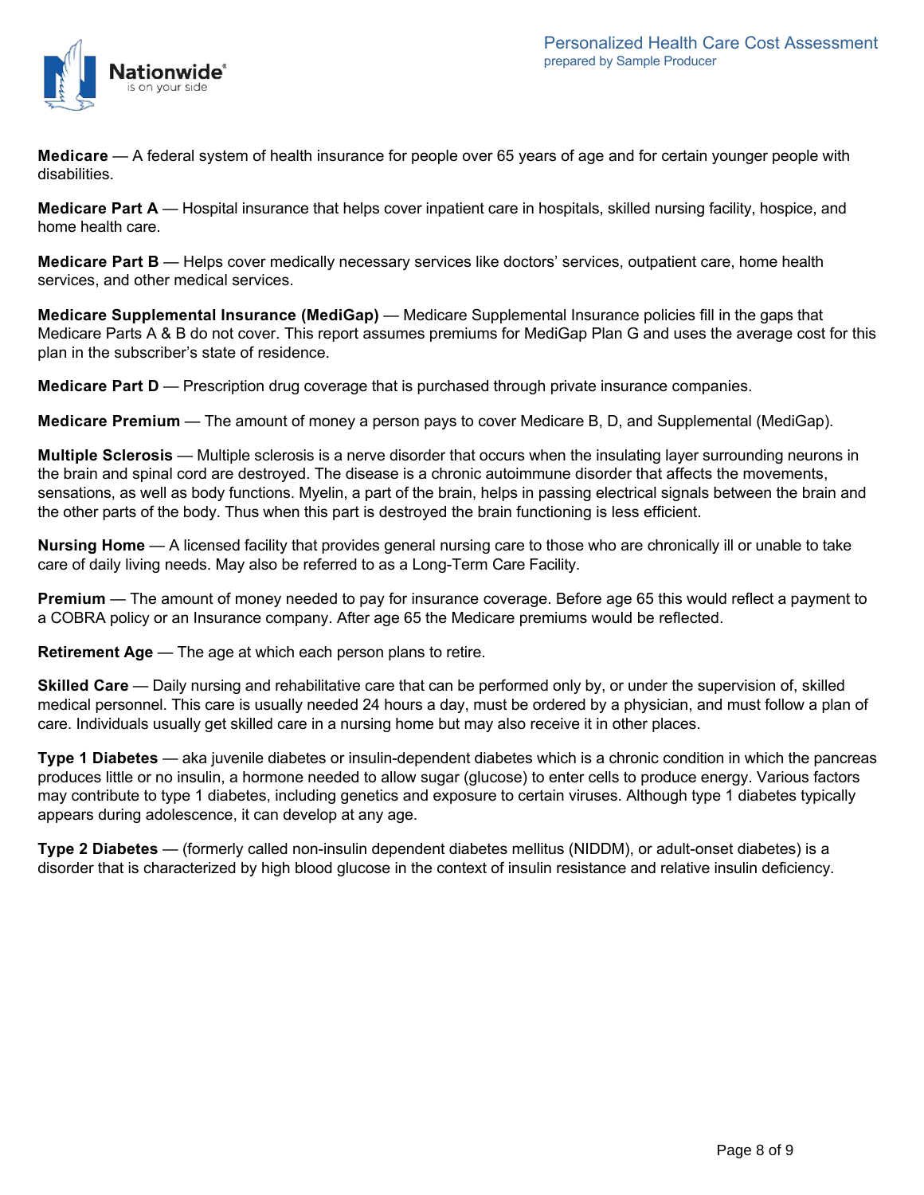**Medicare** — A federal system of health insurance for people over 65 years of age and for certain younger people with disabilities.

**Medicare Part A** — Hospital insurance that helps cover inpatient care in hospitals, skilled nursing facility, hospice, and home health care.

**Medicare Part B** — Helps cover medically necessary services like doctors' services, outpatient care, home health services, and other medical services.

**Medicare Supplemental Insurance (MediGap)** — Medicare Supplemental Insurance policies fill in the gaps that Medicare Parts A & B do not cover. This report assumes premiums for MediGap Plan G and uses the average cost for this plan in the subscriber's state of residence.

**Medicare Part D** — Prescription drug coverage that is purchased through private insurance companies.

**Medicare Premium** — The amount of money a person pays to cover Medicare B, D, and Supplemental (MediGap).

**Multiple Sclerosis** — Multiple sclerosis is a nerve disorder that occurs when the insulating layer surrounding neurons in the brain and spinal cord are destroyed. The disease is a chronic autoimmune disorder that affects the movements, sensations, as well as body functions. Myelin, a part of the brain, helps in passing electrical signals between the brain and the other parts of the body. Thus when this part is destroyed the brain functioning is less efficient.

**Nursing Home** — A licensed facility that provides general nursing care to those who are chronically ill or unable to take care of daily living needs. May also be referred to as a Long-Term Care Facility.

**Premium** — The amount of money needed to pay for insurance coverage. Before age 65 this would reflect a payment to a COBRA policy or an Insurance company. After age 65 the Medicare premiums would be reflected.

**Retirement Age** — The age at which each person plans to retire.

**Skilled Care** — Daily nursing and rehabilitative care that can be performed only by, or under the supervision of, skilled medical personnel. This care is usually needed 24 hours a day, must be ordered by a physician, and must follow a plan of care. Individuals usually get skilled care in a nursing home but may also receive it in other places.

**Type 1 Diabetes** — aka juvenile diabetes or insulin-dependent diabetes which is a chronic condition in which the pancreas produces little or no insulin, a hormone needed to allow sugar (glucose) to enter cells to produce energy. Various factors may contribute to type 1 diabetes, including genetics and exposure to certain viruses. Although type 1 diabetes typically appears during adolescence, it can develop at any age.

**Type 2 Diabetes** — (formerly called non-insulin dependent diabetes mellitus (NIDDM), or adult-onset diabetes) is a disorder that is characterized by high blood glucose in the context of insulin resistance and relative insulin deficiency.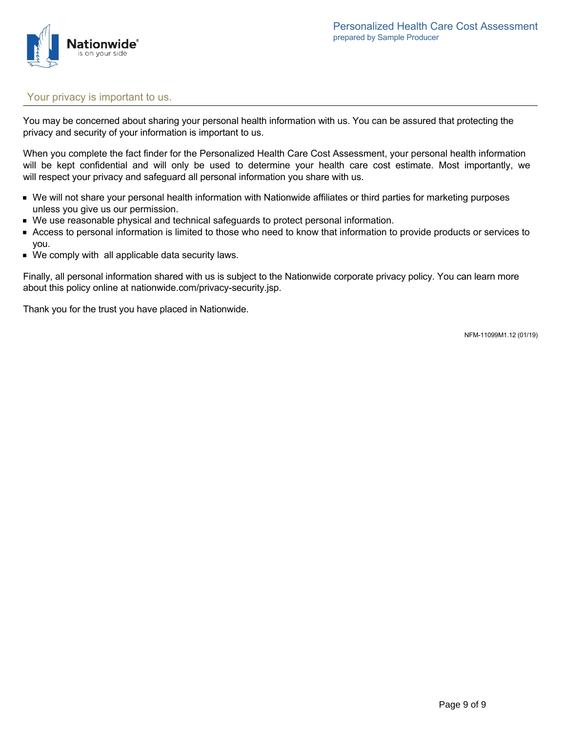## Your privacy is important to us.

You may be concerned about sharing your personal health information with us. You can be assured that protecting the privacy and security of your information is important to us.

When you complete the fact finder for the Personalized Health Care Cost Assessment, your personal health information will be kept confidential and will only be used to determine your health care cost estimate. Most importantly, we will respect your privacy and safeguard all personal information you share with us.

- We will not share your personal health information with Nationwide affiliates or third parties for marketing purposes unless you give us our permission.
- We use reasonable physical and technical safeguards to protect personal information.
- Access to personal information is limited to those who need to know that information to provide products or services to you.
- We comply with all applicable data security laws.

Finally, all personal information shared with us is subject to the Nationwide corporate privacy policy. You can learn more about this policy online at nationwide.com/privacy-security.jsp.

Thank you for the trust you have placed in Nationwide.

NFM-11099M1.12 (01/19)